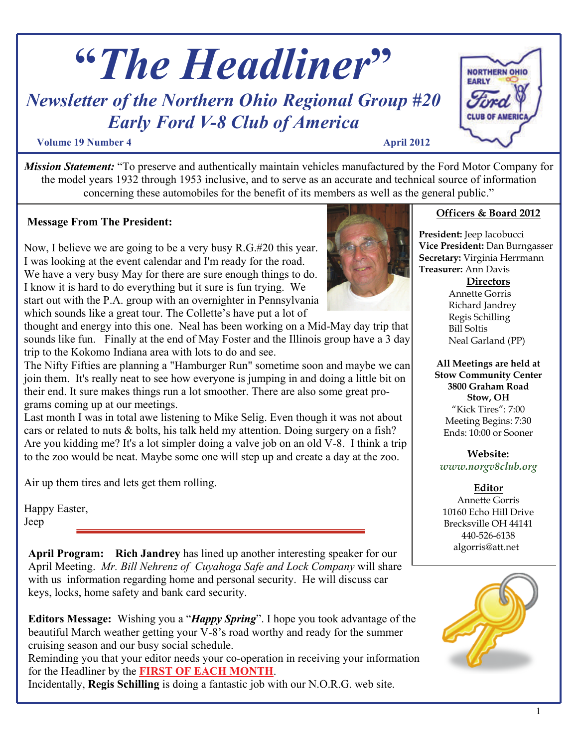# "The Headliner"

## *Newsletter of the Northern Ohio Regional Group #20 Early Ford V-8 Club of America*

**Volume 19 Number 4** **April 2012**

***Mission Statement:*** "To preserve and authentically maintain vehicles manufactured by the Ford Motor Company for the model years 1932 through 1953 inclusive, and to serve as an accurate and technical source of information concerning these automobiles for the benefit of its members as well as the general public."

### Message From The President:

Now, I believe we are going to be a very busy R.G.#20 this year. I was looking at the event calendar and I'm ready for the road. We have a very busy May for there are sure enough things to do. I know it is hard to do everything but it sure is fun trying. We start out with the P.A. group with an overnighter in Pennsylvania which sounds like a great tour. The Collette's have put a lot of thought and energy into this one. Neal has been working on a Mid-May day trip that sounds like fun. Finally at the end of May Foster and the Illinois group have a 3 day trip to the Kokomo Indiana area with lots to do and see.

The Nifty Fifties are planning a "Hamburger Run" sometime soon and maybe we can join them. It's really neat to see how everyone is jumping in and doing a little bit on their end. It sure makes things run a lot smoother. There are also some great programs coming up at our meetings.

Last month I was in total awe listening to Mike Selig. Even though it was not about cars or related to nuts & bolts, his talk held my attention. Doing surgery on a fish? Are you kidding me? It's a lot simpler doing a valve job on an old V-8. I think a trip to the zoo would be neat. Maybe some one will step up and create a day at the zoo.

Air up them tires and lets get them rolling.

Happy Easter,
Jeep

---

**April Program:** **Rich Jandrey** has lined up another interesting speaker for our April Meeting. *Mr. Bill Nehrenz of Cuyahoga Safe and Lock Company* will share with us information regarding home and personal security. He will discuss car keys, locks, home safety and bank card security.

**Editors Message:** Wishing you a "***Happy Spring***". I hope you took advantage of the beautiful March weather getting your V-8's road worthy and ready for the summer cruising season and our busy social schedule.
Reminding you that your editor needs your co-operation in receiving your information for the Headliner by the **FIRST OF EACH MONTH**.
Incidentally, **Regis Schilling** is doing a fantastic job with our N.O.R.G. web site.

---

### Officers & Board 2012

**President:** Jeep Iacobucci
**Vice President:** Dan Burngasser
**Secretary:** Virginia Herrmann
**Treasurer:** Ann Davis

**Directors**
Annette Gorris
Richard Jandrey
Regis Schilling
Bill Soltis
Neal Garland (PP)

**All Meetings are held at**
**Stow Community Center**
**3800 Graham Road**
**Stow, OH**
"Kick Tires": 7:00
Meeting Begins: 7:30
Ends: 10:00 or Sooner

**Website:**
*www.norgv8club.org*

**Editor**
Annette Gorris
10160 Echo Hill Drive
Brecksville OH 44141
440-526-6138
algorris@att.net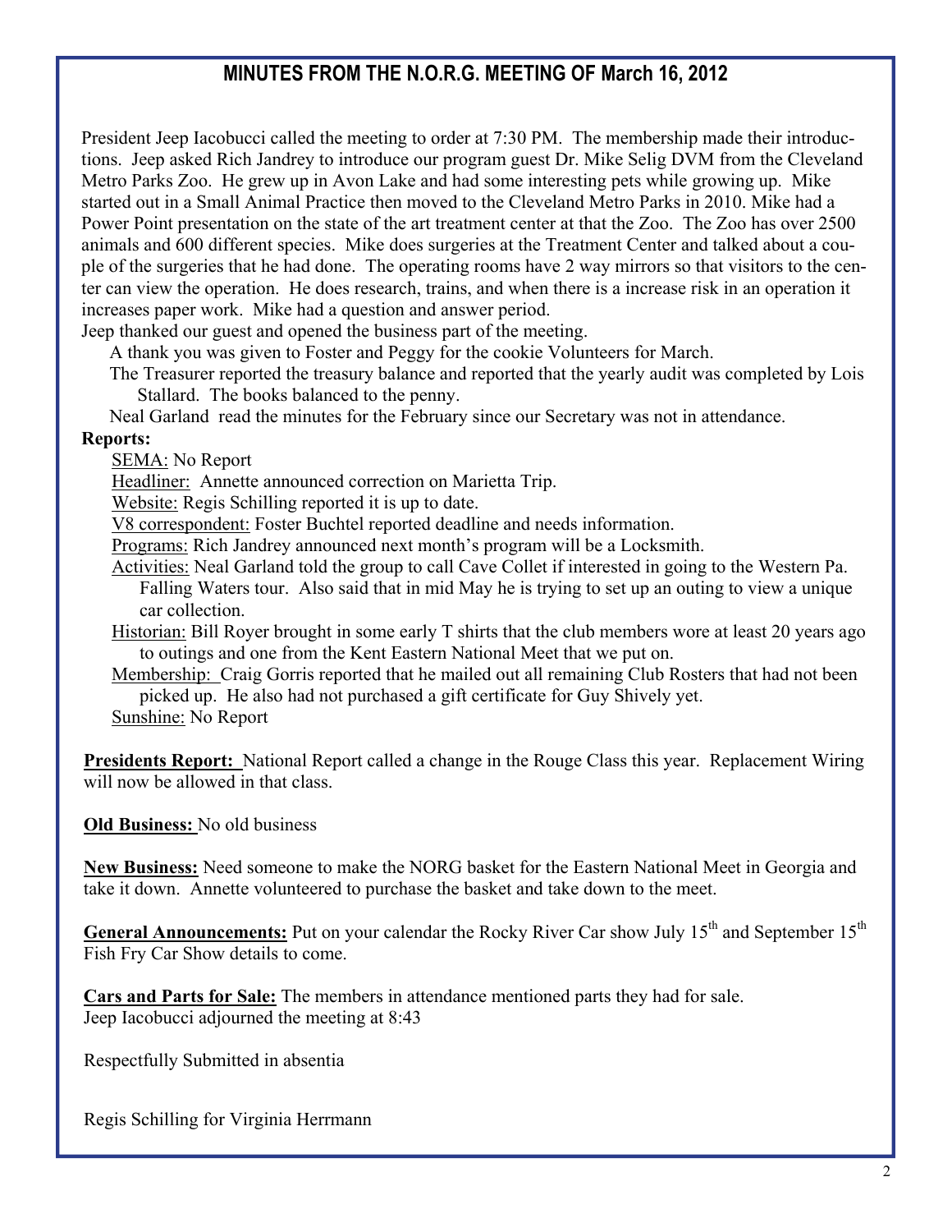## MINUTES FROM THE N.O.R.G. MEETING OF March 16, 2012

President Jeep Iacobucci called the meeting to order at 7:30 PM. The membership made their introductions. Jeep asked Rich Jandrey to introduce our program guest Dr. Mike Selig DVM from the Cleveland Metro Parks Zoo. He grew up in Avon Lake and had some interesting pets while growing up. Mike started out in a Small Animal Practice then moved to the Cleveland Metro Parks in 2010. Mike had a Power Point presentation on the state of the art treatment center at that the Zoo. The Zoo has over 2500 animals and 600 different species. Mike does surgeries at the Treatment Center and talked about a couple of the surgeries that he had done. The operating rooms have 2 way mirrors so that visitors to the center can view the operation. He does research, trains, and when there is a increase risk in an operation it increases paper work. Mike had a question and answer period.

Jeep thanked our guest and opened the business part of the meeting.

A thank you was given to Foster and Peggy for the cookie Volunteers for March.

The Treasurer reported the treasury balance and reported that the yearly audit was completed by Lois Stallard. The books balanced to the penny.

Neal Garland read the minutes for the February since our Secretary was not in attendance.

**Reports:**

- SEMA: No Report
- Headliner: Annette announced correction on Marietta Trip.
- Website: Regis Schilling reported it is up to date.
- V8 correspondent: Foster Buchtel reported deadline and needs information.
- Programs: Rich Jandrey announced next month's program will be a Locksmith.
- Activities: Neal Garland told the group to call Cave Collet if interested in going to the Western Pa. Falling Waters tour. Also said that in mid May he is trying to set up an outing to view a unique car collection.
- Historian: Bill Royer brought in some early T shirts that the club members wore at least 20 years ago to outings and one from the Kent Eastern National Meet that we put on.
- Membership: Craig Gorris reported that he mailed out all remaining Club Rosters that had not been picked up. He also had not purchased a gift certificate for Guy Shively yet.
- Sunshine: No Report

**Presidents Report:** National Report called a change in the Rouge Class this year. Replacement Wiring will now be allowed in that class.

**Old Business:** No old business

**New Business:** Need someone to make the NORG basket for the Eastern National Meet in Georgia and take it down. Annette volunteered to purchase the basket and take down to the meet.

**General Announcements:** Put on your calendar the Rocky River Car show July 15th and September 15th Fish Fry Car Show details to come.

**Cars and Parts for Sale:** The members in attendance mentioned parts they had for sale.
Jeep Iacobucci adjourned the meeting at 8:43

Respectfully Submitted in absentia

Regis Schilling for Virginia Herrmann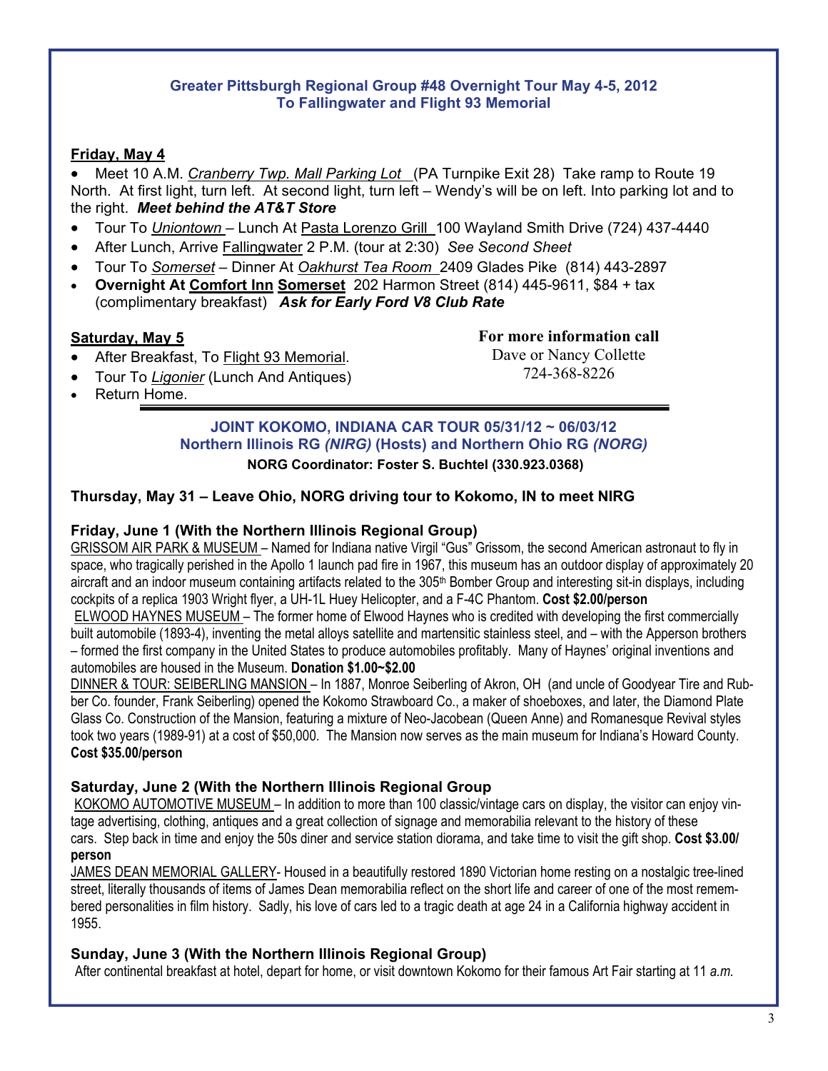## Greater Pittsburgh Regional Group #48 Overnight Tour May 4-5, 2012
## To Fallingwater and Flight 93 Memorial

**Friday, May 4**

- Meet 10 A.M. *Cranberry Twp. Mall Parking Lot* (PA Turnpike Exit 28) Take ramp to Route 19 North. At first light, turn left. At second light, turn left – Wendy's will be on left. Into parking lot and to the right. ***Meet behind the AT&T Store***
- Tour To *Uniontown* – Lunch At Pasta Lorenzo Grill 100 Wayland Smith Drive (724) 437-4440
- After Lunch, Arrive Fallingwater 2 P.M. (tour at 2:30) *See Second Sheet*
- Tour To *Somerset* – Dinner At *Oakhurst Tea Room* 2409 Glades Pike (814) 443-2897
- **Overnight At Comfort Inn Somerset** 202 Harmon Street (814) 445-9611, $84 + tax (complimentary breakfast) ***Ask for Early Ford V8 Club Rate***

**Saturday, May 5**

- After Breakfast, To Flight 93 Memorial.
- Tour To *Ligonier* (Lunch And Antiques)
- Return Home.

**For more information call**
Dave or Nancy Collette
724-368-8226

---

## JOINT KOKOMO, INDIANA CAR TOUR 05/31/12 ~ 06/03/12
## Northern Illinois RG *(NIRG)* (Hosts) and Northern Ohio RG *(NORG)*

**NORG Coordinator: Foster S. Buchtel (330.923.0368)**

### Thursday, May 31 – Leave Ohio, NORG driving tour to Kokomo, IN to meet NIRG

### Friday, June 1 (With the Northern Illinois Regional Group)

GRISSOM AIR PARK & MUSEUM – Named for Indiana native Virgil "Gus" Grissom, the second American astronaut to fly in space, who tragically perished in the Apollo 1 launch pad fire in 1967, this museum has an outdoor display of approximately 20 aircraft and an indoor museum containing artifacts related to the 305th Bomber Group and interesting sit-in displays, including cockpits of a replica 1903 Wright flyer, a UH-1L Huey Helicopter, and a F-4C Phantom. **Cost $2.00/person**

ELWOOD HAYNES MUSEUM – The former home of Elwood Haynes who is credited with developing the first commercially built automobile (1893-4), inventing the metal alloys satellite and martensitic stainless steel, and – with the Apperson brothers – formed the first company in the United States to produce automobiles profitably. Many of Haynes' original inventions and automobiles are housed in the Museum. **Donation $1.00~$2.00**

DINNER & TOUR: SEIBERLING MANSION – In 1887, Monroe Seiberling of Akron, OH (and uncle of Goodyear Tire and Rubber Co. founder, Frank Seiberling) opened the Kokomo Strawboard Co., a maker of shoeboxes, and later, the Diamond Plate Glass Co. Construction of the Mansion, featuring a mixture of Neo-Jacobean (Queen Anne) and Romanesque Revival styles took two years (1989-91) at a cost of $50,000. The Mansion now serves as the main museum for Indiana's Howard County. **Cost $35.00/person**

### Saturday, June 2 (With the Northern Illinois Regional Group

KOKOMO AUTOMOTIVE MUSEUM – In addition to more than 100 classic/vintage cars on display, the visitor can enjoy vintage advertising, clothing, antiques and a great collection of signage and memorabilia relevant to the history of these cars. Step back in time and enjoy the 50s diner and service station diorama, and take time to visit the gift shop. **Cost $3.00/person**

JAMES DEAN MEMORIAL GALLERY- Housed in a beautifully restored 1890 Victorian home resting on a nostalgic tree-lined street, literally thousands of items of James Dean memorabilia reflect on the short life and career of one of the most remembered personalities in film history. Sadly, his love of cars led to a tragic death at age 24 in a California highway accident in 1955.

### Sunday, June 3 (With the Northern Illinois Regional Group)

After continental breakfast at hotel, depart for home, or visit downtown Kokomo for their famous Art Fair starting at 11 *a.m.*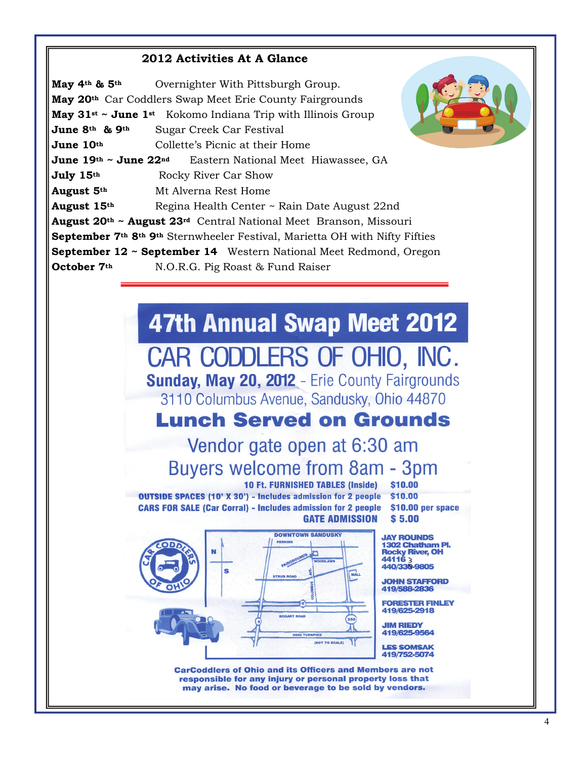## 2012 Activities At A Glance

**May 4th & 5th** Overnighter With Pittsburgh Group.
**May 20th** Car Coddlers Swap Meet Erie County Fairgrounds
**May 31st ~ June 1st** Kokomo Indiana Trip with Illinois Group
**June 8th & 9th** Sugar Creek Car Festival
**June 10th** Collette's Picnic at their Home
**June 19th ~ June 22nd** Eastern National Meet Hiawassee, GA
**July 15th** Rocky River Car Show
**August 5th** Mt Alverna Rest Home
**August 15th** Regina Health Center ~ Rain Date August 22nd
**August 20th ~ August 23rd** Central National Meet Branson, Missouri
**September 7th 8th 9th** Sternwheeler Festival, Marietta OH with Nifty Fifties
**September 12 ~ September 14** Western National Meet Redmond, Oregon
**October 7th** N.O.R.G. Pig Roast & Fund Raiser

---

# 47th Annual Swap Meet 2012

## CAR CODDLERS OF OHIO, INC.

**Sunday, May 20, 2012** - Erie County Fairgrounds
3110 Columbus Avenue, Sandusky, Ohio 44870

**Lunch Served on Grounds**

Vendor gate open at 6:30 am
Buyers welcome from 8am - 3pm

| | |
|---|---|
| 10 Ft. FURNISHED TABLES (Inside) | $10.00 |
| OUTSIDE SPACES (10' X 30') - Includes admission for 2 people | $10.00 |
| CARS FOR SALE (Car Corral) - Includes admission for 2 people | $10.00 per space |
| GATE ADMISSION | $ 5.00 |

DOWNTOWN SANDUSKY, PERKINS, FAIRGROUNDS, WOODLAWN, STRUB ROAD, COLUMBUS AVE., MALL, BOGART ROAD, OHIO TURNPIKE, 2, 4, 250, (NOT TO SCALE)

**JAY ROUNDS**
1302 Chatham Pl.
Rocky River, OH 44116
440/333-9805

**JOHN STAFFORD**
419/588-2836

**FORESTER FINLEY**
419/625-2918

**JIM RIEDY**
419/625-9564

**LES SOMSAK**
419/752-5074

CarCoddlers of Ohio and its Officers and Members are not responsible for any injury or personal property loss that may arise. No food or beverage to be sold by vendors.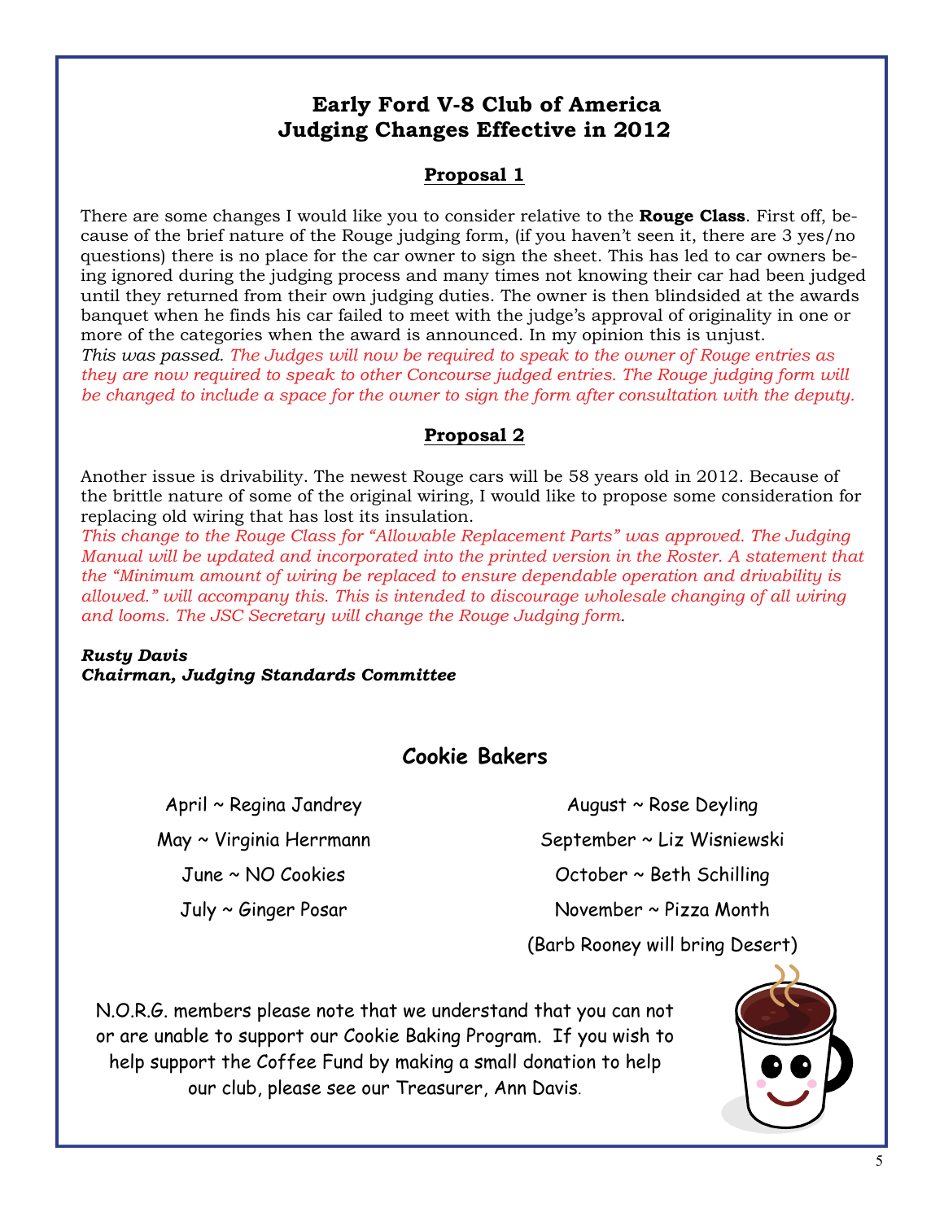## Early Ford V-8 Club of America
## Judging Changes Effective in 2012

### Proposal 1

There are some changes I would like you to consider relative to the **Rouge Class**. First off, because of the brief nature of the Rouge judging form, (if you haven't seen it, there are 3 yes/no questions) there is no place for the car owner to sign the sheet. This has led to car owners being ignored during the judging process and many times not knowing their car had been judged until they returned from their own judging duties. The owner is then blindsided at the awards banquet when he finds his car failed to meet with the judge's approval of originality in one or more of the categories when the award is announced. In my opinion this is unjust.
*This was passed. The Judges will now be required to speak to the owner of Rouge entries as they are now required to speak to other Concourse judged entries. The Rouge judging form will be changed to include a space for the owner to sign the form after consultation with the deputy.*

### Proposal 2

Another issue is drivability. The newest Rouge cars will be 58 years old in 2012. Because of the brittle nature of some of the original wiring, I would like to propose some consideration for replacing old wiring that has lost its insulation.
*This change to the Rouge Class for "Allowable Replacement Parts" was approved. The Judging Manual will be updated and incorporated into the printed version in the Roster. A statement that the "Minimum amount of wiring be replaced to ensure dependable operation and drivability is allowed." will accompany this. This is intended to discourage wholesale changing of all wiring and looms. The JSC Secretary will change the Rouge Judging form.*

***Rusty Davis***
***Chairman, Judging Standards Committee***

## Cookie Bakers

April ~ Regina Jandrey
May ~ Virginia Herrmann
June ~ NO Cookies
July ~ Ginger Posar
August ~ Rose Deyling
September ~ Liz Wisniewski
October ~ Beth Schilling
November ~ Pizza Month
(Barb Rooney will bring Desert)

N.O.R.G. members please note that we understand that you can not or are unable to support our Cookie Baking Program. If you wish to help support the Coffee Fund by making a small donation to help our club, please see our Treasurer, Ann Davis.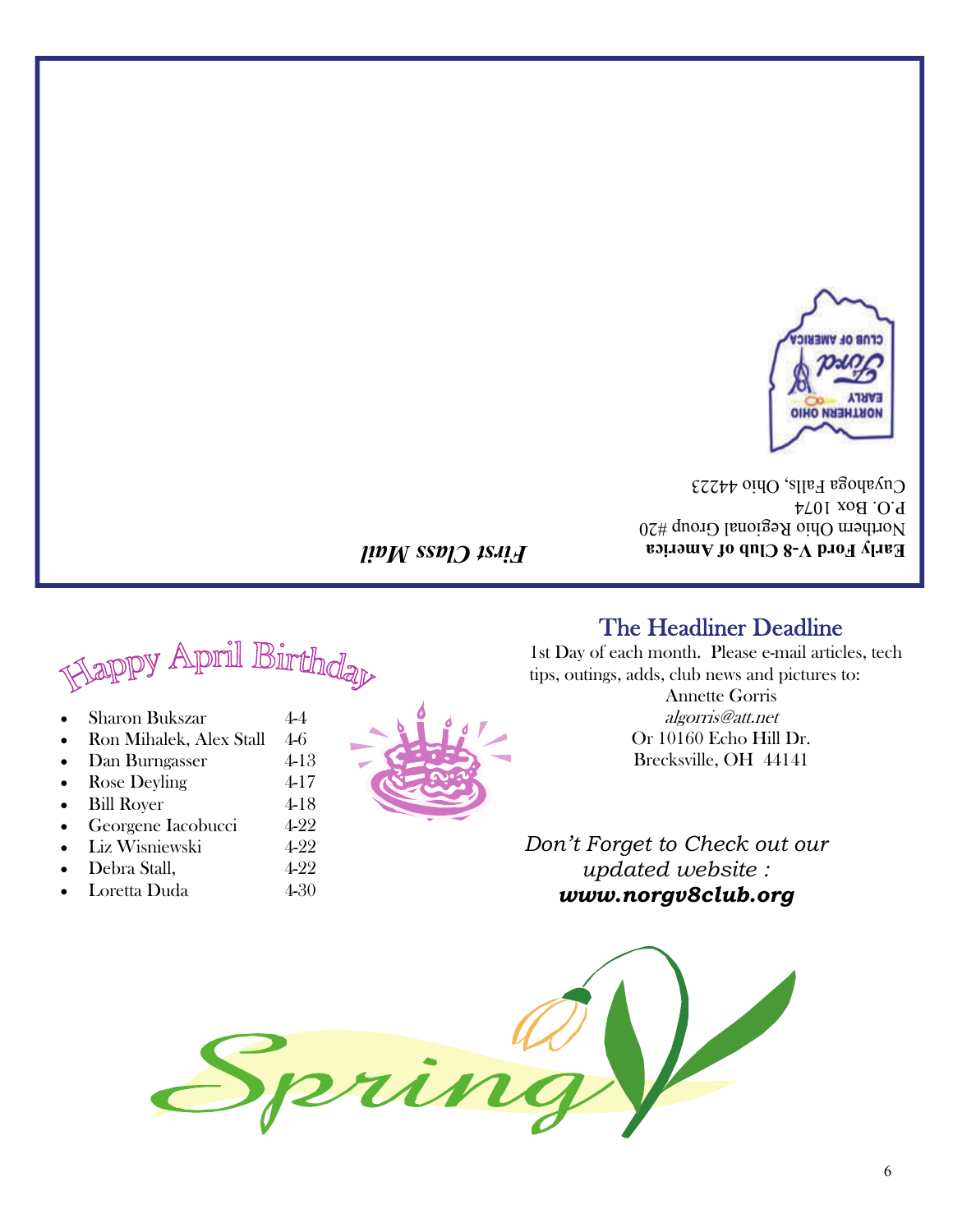**Early Ford V-8 Club of America**
Northern Ohio Regional Group #20
P.O. Box 1074
Cuyahoga Falls, Ohio 44223

NORTHERN OHIO EARLY Ford CLUB OF AMERICA

*First Class Mail*

## Happy April Birthday

- Sharon Bukszar 4-4
- Ron Mihalek, Alex Stall 4-6
- Dan Burngasser 4-13
- Rose Deyling 4-17
- Bill Royer 4-18
- Georgene Iacobucci 4-22
- Liz Wisniewski 4-22
- Debra Stall, 4-22
- Loretta Duda 4-30

## The Headliner Deadline

1st Day of each month. Please e-mail articles, tech tips, outings, adds, club news and pictures to:

Annette Gorris
*algorris@att.net*
Or 10160 Echo Hill Dr.
Brecksville, OH 44141

*Don't Forget to Check out our updated website :*
***www.norgv8club.org***

Spring